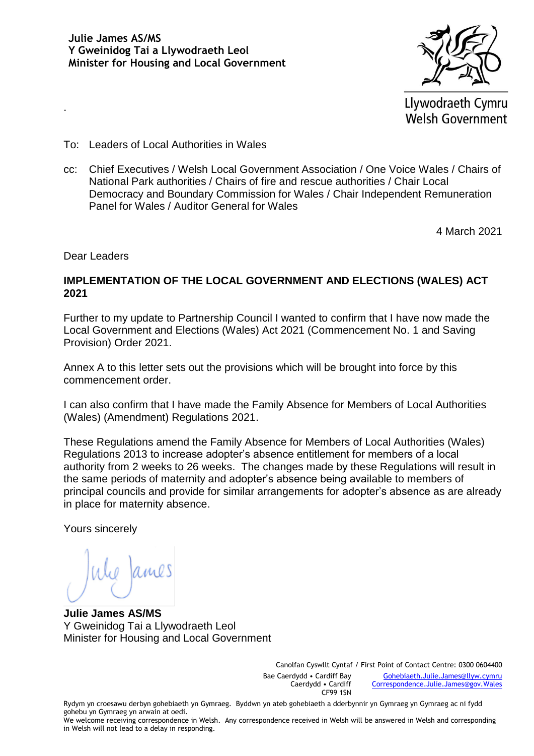**Julie James AS/MS**
**Y Gweinidog Tai a Llywodraeth Leol**
**Minister for Housing and Local Government**

Llywodraeth Cymru
Welsh Government

To: Leaders of Local Authorities in Wales

cc: Chief Executives / Welsh Local Government Association / One Voice Wales / Chairs of National Park authorities / Chairs of fire and rescue authorities / Chair Local Democracy and Boundary Commission for Wales / Chair Independent Remuneration Panel for Wales / Auditor General for Wales

4 March 2021

Dear Leaders

**IMPLEMENTATION OF THE LOCAL GOVERNMENT AND ELECTIONS (WALES) ACT 2021**

Further to my update to Partnership Council I wanted to confirm that I have now made the Local Government and Elections (Wales) Act 2021 (Commencement No. 1 and Saving Provision) Order 2021.

Annex A to this letter sets out the provisions which will be brought into force by this commencement order.

I can also confirm that I have made the Family Absence for Members of Local Authorities (Wales) (Amendment) Regulations 2021.

These Regulations amend the Family Absence for Members of Local Authorities (Wales) Regulations 2013 to increase adopter's absence entitlement for members of a local authority from 2 weeks to 26 weeks. The changes made by these Regulations will result in the same periods of maternity and adopter's absence being available to members of principal councils and provide for similar arrangements for adopter's absence as are already in place for maternity absence.

Yours sincerely

**Julie James AS/MS**
Y Gweinidog Tai a Llywodraeth Leol
Minister for Housing and Local Government

Canolfan Cyswllt Cyntaf / First Point of Contact Centre: 0300 0604400

Bae Caerdydd • Cardiff Bay
Caerdydd • Cardiff
CF99 1SN

Gohebiaeth.Julie.James@llyw.cymru
Correspondence.Julie.James@gov.Wales

Rydym yn croesawu derbyn gohebiaeth yn Gymraeg. Byddwn yn ateb gohebiaeth a dderbynnir yn Gymraeg yn Gymraeg ac ni fydd gohebu yn Gymraeg yn arwain at oedi.
We welcome receiving correspondence in Welsh. Any correspondence received in Welsh will be answered in Welsh and corresponding in Welsh will not lead to a delay in responding.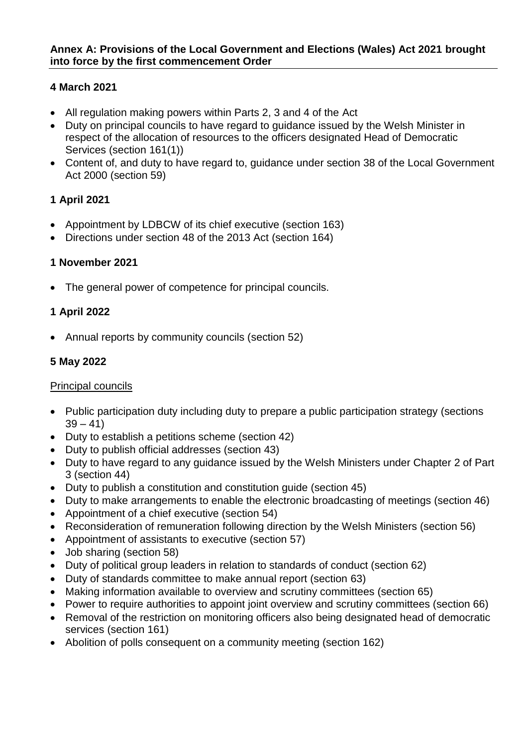**Annex A: Provisions of the Local Government and Elections (Wales) Act 2021 brought into force by the first commencement Order**

## 4 March 2021

- All regulation making powers within Parts 2, 3 and 4 of the Act
- Duty on principal councils to have regard to guidance issued by the Welsh Minister in respect of the allocation of resources to the officers designated Head of Democratic Services (section 161(1))
- Content of, and duty to have regard to, guidance under section 38 of the Local Government Act 2000 (section 59)

## 1 April 2021

- Appointment by LDBCW of its chief executive (section 163)
- Directions under section 48 of the 2013 Act (section 164)

## 1 November 2021

- The general power of competence for principal councils.

## 1 April 2022

- Annual reports by community councils (section 52)

## 5 May 2022

<u>Principal councils</u>

- Public participation duty including duty to prepare a public participation strategy (sections 39 – 41)
- Duty to establish a petitions scheme (section 42)
- Duty to publish official addresses (section 43)
- Duty to have regard to any guidance issued by the Welsh Ministers under Chapter 2 of Part 3 (section 44)
- Duty to publish a constitution and constitution guide (section 45)
- Duty to make arrangements to enable the electronic broadcasting of meetings (section 46)
- Appointment of a chief executive (section 54)
- Reconsideration of remuneration following direction by the Welsh Ministers (section 56)
- Appointment of assistants to executive (section 57)
- Job sharing (section 58)
- Duty of political group leaders in relation to standards of conduct (section 62)
- Duty of standards committee to make annual report (section 63)
- Making information available to overview and scrutiny committees (section 65)
- Power to require authorities to appoint joint overview and scrutiny committees (section 66)
- Removal of the restriction on monitoring officers also being designated head of democratic services (section 161)
- Abolition of polls consequent on a community meeting (section 162)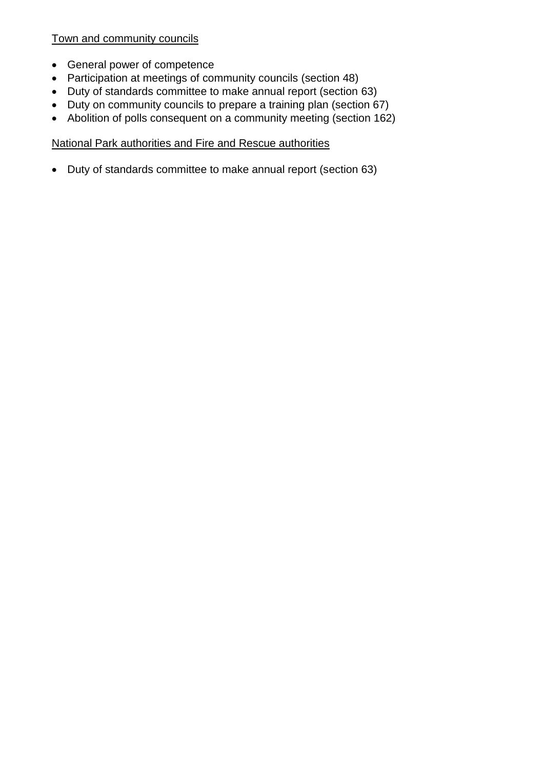Town and community councils

- General power of competence
- Participation at meetings of community councils (section 48)
- Duty of standards committee to make annual report (section 63)
- Duty on community councils to prepare a training plan (section 67)
- Abolition of polls consequent on a community meeting (section 162)

National Park authorities and Fire and Rescue authorities

- Duty of standards committee to make annual report (section 63)